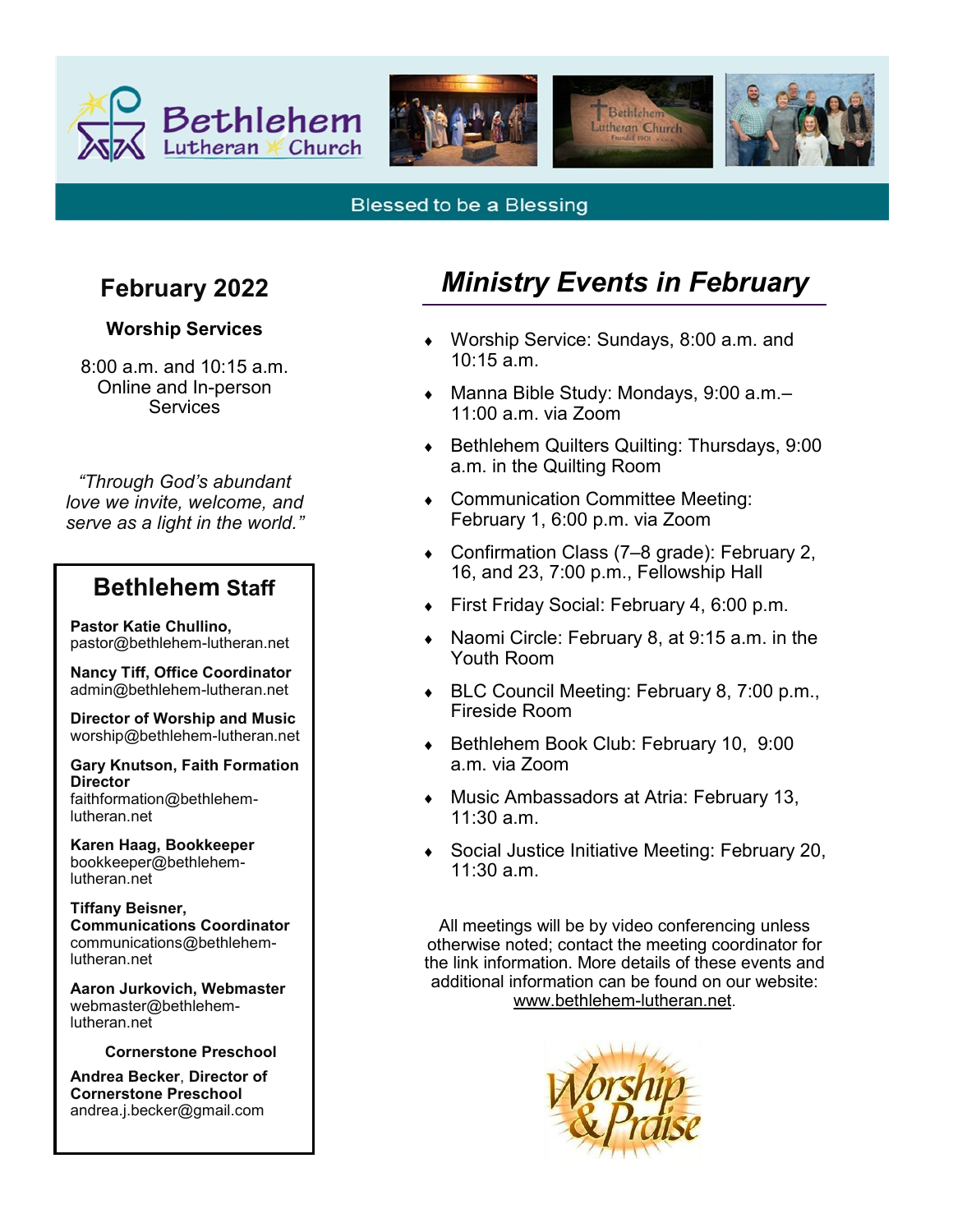# Bethlehem Lutheran Church

Blessed to be a Blessing

## February 2022

**Worship Services**

8:00 a.m. and 10:15 a.m.
Online and In-person Services

*"Through God's abundant love we invite, welcome, and serve as a light in the world."*

## Bethlehem Staff

**Pastor Katie Chullino,**
pastor@bethlehem-lutheran.net

**Nancy Tiff, Office Coordinator**
admin@bethlehem-lutheran.net

**Director of Worship and Music**
worship@bethlehem-lutheran.net

**Gary Knutson, Faith Formation Director**
faithformation@bethlehem-lutheran.net

**Karen Haag, Bookkeeper**
bookkeeper@bethlehem-lutheran.net

**Tiffany Beisner, Communications Coordinator**
communications@bethlehem-lutheran.net

**Aaron Jurkovich, Webmaster**
webmaster@bethlehem-lutheran.net

**Cornerstone Preschool**

**Andrea Becker, Director of Cornerstone Preschool**
andrea.j.becker@gmail.com

## *Ministry Events in February*

- Worship Service: Sundays, 8:00 a.m. and 10:15 a.m.
- Manna Bible Study: Mondays, 9:00 a.m.–11:00 a.m. via Zoom
- Bethlehem Quilters Quilting: Thursdays, 9:00 a.m. in the Quilting Room
- Communication Committee Meeting: February 1, 6:00 p.m. via Zoom
- Confirmation Class (7–8 grade): February 2, 16, and 23, 7:00 p.m., Fellowship Hall
- First Friday Social: February 4, 6:00 p.m.
- Naomi Circle: February 8, at 9:15 a.m. in the Youth Room
- BLC Council Meeting: February 8, 7:00 p.m., Fireside Room
- Bethlehem Book Club: February 10, 9:00 a.m. via Zoom
- Music Ambassadors at Atria: February 13, 11:30 a.m.
- Social Justice Initiative Meeting: February 20, 11:30 a.m.

All meetings will be by video conferencing unless otherwise noted; contact the meeting coordinator for the link information. More details of these events and additional information can be found on our website: www.bethlehem-lutheran.net.

Worship & Praise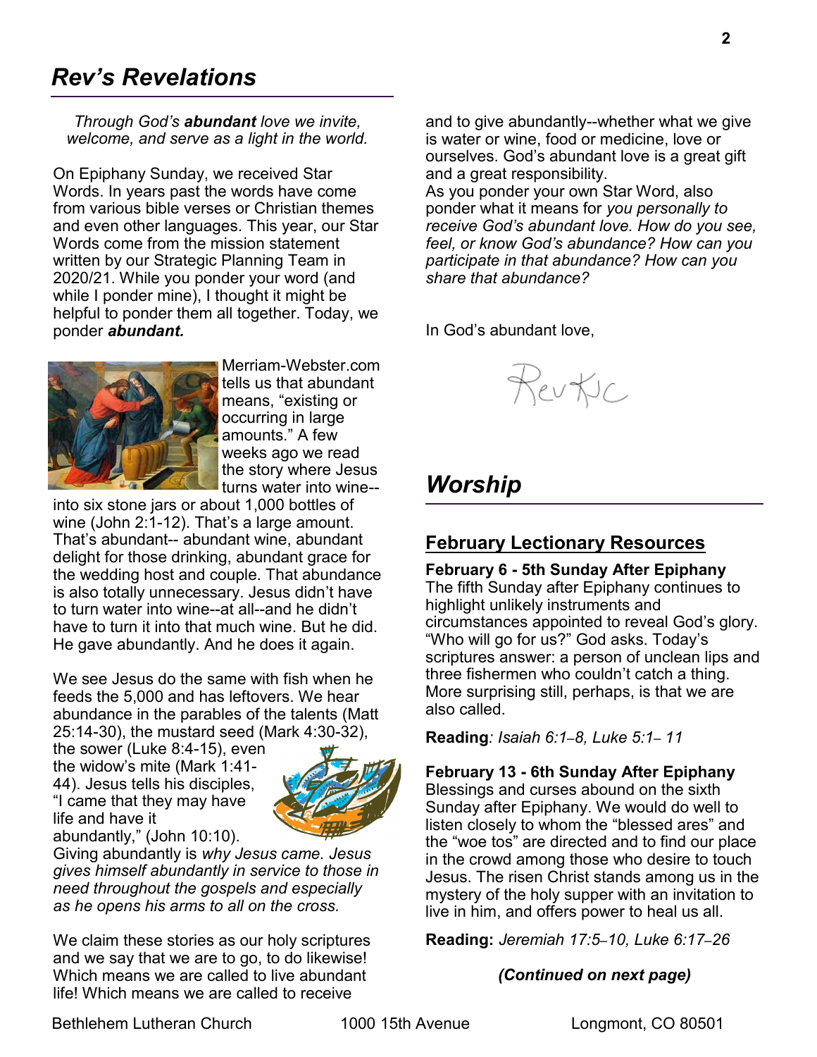## Rev's Revelations

*Through God's **abundant** love we invite, welcome, and serve as a light in the world.*

On Epiphany Sunday, we received Star Words. In years past the words have come from various bible verses or Christian themes and even other languages. This year, our Star Words come from the mission statement written by our Strategic Planning Team in 2020/21. While you ponder your word (and while I ponder mine), I thought it might be helpful to ponder them all together. Today, we ponder ***abundant.***

Merriam-Webster.com tells us that abundant means, "existing or occurring in large amounts." A few weeks ago we read the story where Jesus turns water into wine--into six stone jars or about 1,000 bottles of wine (John 2:1-12). That's a large amount. That's abundant-- abundant wine, abundant delight for those drinking, abundant grace for the wedding host and couple. That abundance is also totally unnecessary. Jesus didn't have to turn water into wine--at all--and he didn't have to turn it into that much wine. But he did. He gave abundantly. And he does it again.

We see Jesus do the same with fish when he feeds the 5,000 and has leftovers. We hear abundance in the parables of the talents (Matt 25:14-30), the mustard seed (Mark 4:30-32), the sower (Luke 8:4-15), even the widow's mite (Mark 1:41-44). Jesus tells his disciples, "I came that they may have life and have it abundantly," (John 10:10). Giving abundantly is *why Jesus came. Jesus gives himself abundantly in service to those in need throughout the gospels and especially as he opens his arms to all on the cross.*

We claim these stories as our holy scriptures and we say that we are to go, to do likewise! Which means we are called to live abundant life! Which means we are called to receive and to give abundantly--whether what we give is water or wine, food or medicine, love or ourselves. God's abundant love is a great gift and a great responsibility.
As you ponder your own Star Word, also ponder what it means for *you personally to receive God's abundant love. How do you see, feel, or know God's abundance? How can you participate in that abundance? How can you share that abundance?*

In God's abundant love,

RevKJC

## Worship

### February Lectionary Resources

**February 6 - 5th Sunday After Epiphany**
The fifth Sunday after Epiphany continues to highlight unlikely instruments and circumstances appointed to reveal God's glory. "Who will go for us?" God asks. Today's scriptures answer: a person of unclean lips and three fishermen who couldn't catch a thing. More surprising still, perhaps, is that we are also called.

**Reading***: Isaiah 6:1–8, Luke 5:1– 11*

**February 13 - 6th Sunday After Epiphany**
Blessings and curses abound on the sixth Sunday after Epiphany. We would do well to listen closely to whom the "blessed ares" and the "woe tos" are directed and to find our place in the crowd among those who desire to touch Jesus. The risen Christ stands among us in the mystery of the holy supper with an invitation to live in him, and offers power to heal us all.

**Reading:** *Jeremiah 17:5–10, Luke 6:17–26*

***(Continued on next page)***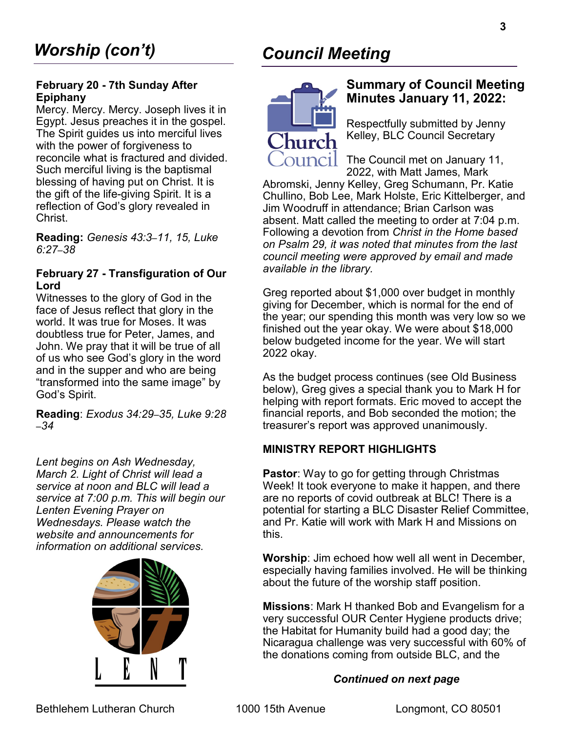## Worship (con't)

**February 20 - 7th Sunday After Epiphany**
Mercy. Mercy. Mercy. Joseph lives it in Egypt. Jesus preaches it in the gospel. The Spirit guides us into merciful lives with the power of forgiveness to reconcile what is fractured and divided. Such merciful living is the baptismal blessing of having put on Christ. It is the gift of the life-giving Spirit. It is a reflection of God's glory revealed in Christ.

**Reading:** *Genesis 43:3–11, 15, Luke 6:27–38*

**February 27 - Transfiguration of Our Lord**
Witnesses to the glory of God in the face of Jesus reflect that glory in the world. It was true for Moses. It was doubtless true for Peter, James, and John. We pray that it will be true of all of us who see God's glory in the word and in the supper and who are being "transformed into the same image" by God's Spirit.

**Reading**: *Exodus 34:29–35, Luke 9:28–34*

*Lent begins on Ash Wednesday, March 2. Light of Christ will lead a service at noon and BLC will lead a service at 7:00 p.m. This will begin our Lenten Evening Prayer on Wednesdays. Please watch the website and announcements for information on additional services.*

## Council Meeting

### Summary of Council Meeting Minutes January 11, 2022:

Respectfully submitted by Jenny Kelley, BLC Council Secretary

The Council met on January 11, 2022, with Matt James, Mark Abromski, Jenny Kelley, Greg Schumann, Pr. Katie Chullino, Bob Lee, Mark Holste, Eric Kittelberger, and Jim Woodruff in attendance; Brian Carlson was absent. Matt called the meeting to order at 7:04 p.m. Following a devotion from *Christ in the Home based on Psalm 29, it was noted that minutes from the last council meeting were approved by email and made available in the library.*

Greg reported about $1,000 over budget in monthly giving for December, which is normal for the end of the year; our spending this month was very low so we finished out the year okay. We were about $18,000 below budgeted income for the year. We will start 2022 okay.

As the budget process continues (see Old Business below), Greg gives a special thank you to Mark H for helping with report formats. Eric moved to accept the financial reports, and Bob seconded the motion; the treasurer's report was approved unanimously.

**MINISTRY REPORT HIGHLIGHTS**

**Pastor**: Way to go for getting through Christmas Week! It took everyone to make it happen, and there are no reports of covid outbreak at BLC! There is a potential for starting a BLC Disaster Relief Committee, and Pr. Katie will work with Mark H and Missions on this.

**Worship**: Jim echoed how well all went in December, especially having families involved. He will be thinking about the future of the worship staff position.

**Missions**: Mark H thanked Bob and Evangelism for a very successful OUR Center Hygiene products drive; the Habitat for Humanity build had a good day; the Nicaragua challenge was very successful with 60% of the donations coming from outside BLC, and the

***Continued on next page***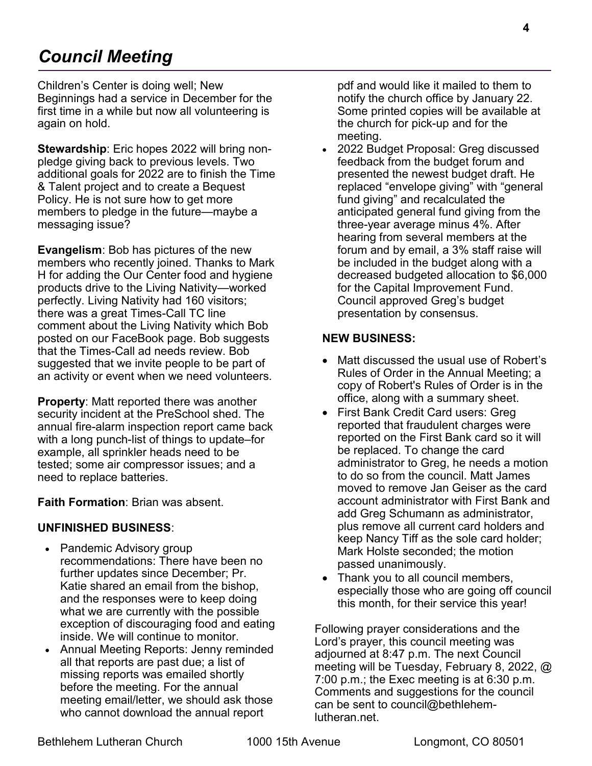# *Council Meeting*

Children's Center is doing well; New Beginnings had a service in December for the first time in a while but now all volunteering is again on hold.

**Stewardship**: Eric hopes 2022 will bring non-pledge giving back to previous levels. Two additional goals for 2022 are to finish the Time & Talent project and to create a Bequest Policy. He is not sure how to get more members to pledge in the future—maybe a messaging issue?

**Evangelism**: Bob has pictures of the new members who recently joined. Thanks to Mark H for adding the Our Center food and hygiene products drive to the Living Nativity—worked perfectly. Living Nativity had 160 visitors; there was a great Times-Call TC line comment about the Living Nativity which Bob posted on our FaceBook page. Bob suggests that the Times-Call ad needs review. Bob suggested that we invite people to be part of an activity or event when we need volunteers.

**Property**: Matt reported there was another security incident at the PreSchool shed. The annual fire-alarm inspection report came back with a long punch-list of things to update–for example, all sprinkler heads need to be tested; some air compressor issues; and a need to replace batteries.

**Faith Formation**: Brian was absent.

**UNFINISHED BUSINESS**:

- Pandemic Advisory group recommendations: There have been no further updates since December; Pr. Katie shared an email from the bishop, and the responses were to keep doing what we are currently with the possible exception of discouraging food and eating inside. We will continue to monitor.
- Annual Meeting Reports: Jenny reminded all that reports are past due; a list of missing reports was emailed shortly before the meeting. For the annual meeting email/letter, we should ask those who cannot download the annual report pdf and would like it mailed to them to notify the church office by January 22. Some printed copies will be available at the church for pick-up and for the meeting.
- 2022 Budget Proposal: Greg discussed feedback from the budget forum and presented the newest budget draft. He replaced "envelope giving" with "general fund giving" and recalculated the anticipated general fund giving from the three-year average minus 4%. After hearing from several members at the forum and by email, a 3% staff raise will be included in the budget along with a decreased budgeted allocation to $6,000 for the Capital Improvement Fund. Council approved Greg's budget presentation by consensus.

**NEW BUSINESS:**

- Matt discussed the usual use of Robert's Rules of Order in the Annual Meeting; a copy of Robert's Rules of Order is in the office, along with a summary sheet.
- First Bank Credit Card users: Greg reported that fraudulent charges were reported on the First Bank card so it will be replaced. To change the card administrator to Greg, he needs a motion to do so from the council. Matt James moved to remove Jan Geiser as the card account administrator with First Bank and add Greg Schumann as administrator, plus remove all current card holders and keep Nancy Tiff as the sole card holder; Mark Holste seconded; the motion passed unanimously.
- Thank you to all council members, especially those who are going off council this month, for their service this year!

Following prayer considerations and the Lord's prayer, this council meeting was adjourned at 8:47 p.m. The next Council meeting will be Tuesday, February 8, 2022, @ 7:00 p.m.; the Exec meeting is at 6:30 p.m. Comments and suggestions for the council can be sent to council@bethlehem-lutheran.net.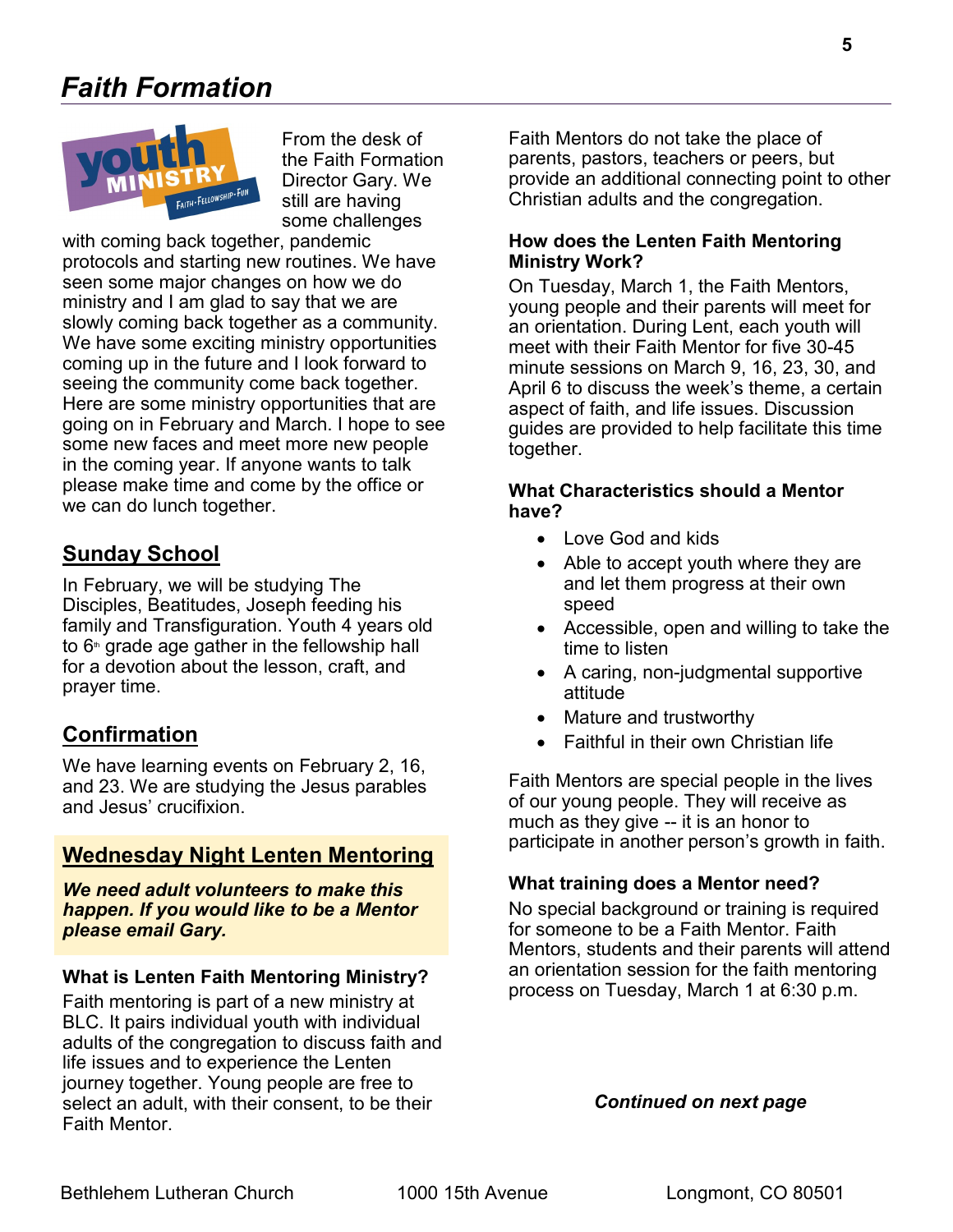# Faith Formation

From the desk of the Faith Formation Director Gary. We still are having some challenges with coming back together, pandemic protocols and starting new routines. We have seen some major changes on how we do ministry and I am glad to say that we are slowly coming back together as a community. We have some exciting ministry opportunities coming up in the future and I look forward to seeing the community come back together. Here are some ministry opportunities that are going on in February and March. I hope to see some new faces and meet more new people in the coming year. If anyone wants to talk please make time and come by the office or we can do lunch together.

## Sunday School

In February, we will be studying The Disciples, Beatitudes, Joseph feeding his family and Transfiguration. Youth 4 years old to 6th grade age gather in the fellowship hall for a devotion about the lesson, craft, and prayer time.

## Confirmation

We have learning events on February 2, 16, and 23. We are studying the Jesus parables and Jesus' crucifixion.

## Wednesday Night Lenten Mentoring

***We need adult volunteers to make this happen. If you would like to be a Mentor please email Gary.***

**What is Lenten Faith Mentoring Ministry?**

Faith mentoring is part of a new ministry at BLC. It pairs individual youth with individual adults of the congregation to discuss faith and life issues and to experience the Lenten journey together. Young people are free to select an adult, with their consent, to be their Faith Mentor.

Faith Mentors do not take the place of parents, pastors, teachers or peers, but provide an additional connecting point to other Christian adults and the congregation.

**How does the Lenten Faith Mentoring Ministry Work?**

On Tuesday, March 1, the Faith Mentors, young people and their parents will meet for an orientation. During Lent, each youth will meet with their Faith Mentor for five 30-45 minute sessions on March 9, 16, 23, 30, and April 6 to discuss the week's theme, a certain aspect of faith, and life issues. Discussion guides are provided to help facilitate this time together.

**What Characteristics should a Mentor have?**

- Love God and kids
- Able to accept youth where they are and let them progress at their own speed
- Accessible, open and willing to take the time to listen
- A caring, non-judgmental supportive attitude
- Mature and trustworthy
- Faithful in their own Christian life

Faith Mentors are special people in the lives of our young people. They will receive as much as they give -- it is an honor to participate in another person's growth in faith.

**What training does a Mentor need?**

No special background or training is required for someone to be a Faith Mentor. Faith Mentors, students and their parents will attend an orientation session for the faith mentoring process on Tuesday, March 1 at 6:30 p.m.

***Continued on next page***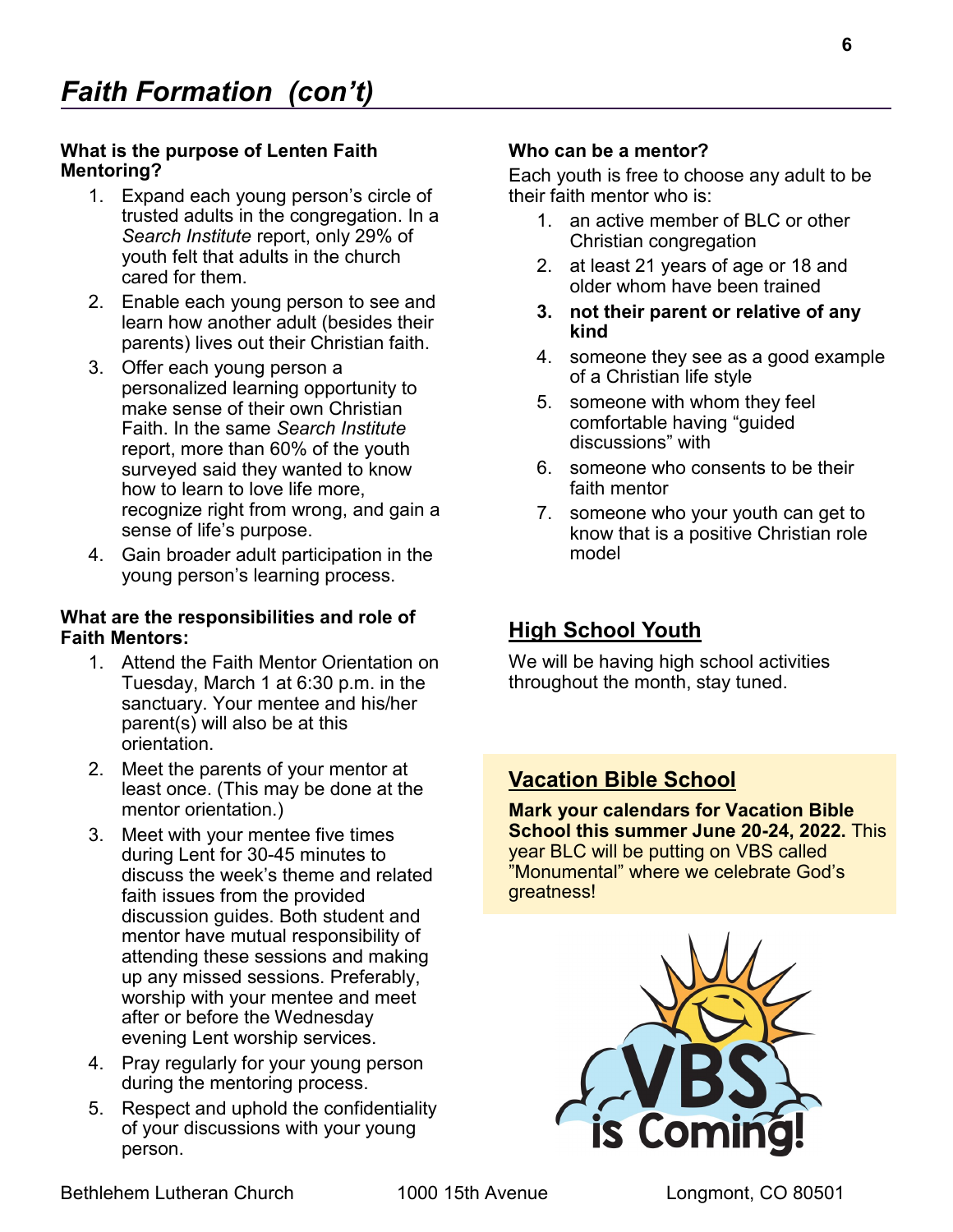# *Faith Formation (con't)*

**What is the purpose of Lenten Faith Mentoring?**

1. Expand each young person's circle of trusted adults in the congregation. In a *Search Institute* report, only 29% of youth felt that adults in the church cared for them.
2. Enable each young person to see and learn how another adult (besides their parents) lives out their Christian faith.
3. Offer each young person a personalized learning opportunity to make sense of their own Christian Faith. In the same *Search Institute* report, more than 60% of the youth surveyed said they wanted to know how to learn to love life more, recognize right from wrong, and gain a sense of life's purpose.
4. Gain broader adult participation in the young person's learning process.

**What are the responsibilities and role of Faith Mentors:**

1. Attend the Faith Mentor Orientation on Tuesday, March 1 at 6:30 p.m. in the sanctuary. Your mentee and his/her parent(s) will also be at this orientation.
2. Meet the parents of your mentor at least once. (This may be done at the mentor orientation.)
3. Meet with your mentee five times during Lent for 30-45 minutes to discuss the week's theme and related faith issues from the provided discussion guides. Both student and mentor have mutual responsibility of attending these sessions and making up any missed sessions. Preferably, worship with your mentee and meet after or before the Wednesday evening Lent worship services.
4. Pray regularly for your young person during the mentoring process.
5. Respect and uphold the confidentiality of your discussions with your young person.

**Who can be a mentor?**

Each youth is free to choose any adult to be their faith mentor who is:

1. an active member of BLC or other Christian congregation
2. at least 21 years of age or 18 and older whom have been trained
3. **not their parent or relative of any kind**
4. someone they see as a good example of a Christian life style
5. someone with whom they feel comfortable having "guided discussions" with
6. someone who consents to be their faith mentor
7. someone who your youth can get to know that is a positive Christian role model

## High School Youth

We will be having high school activities throughout the month, stay tuned.

## Vacation Bible School

**Mark your calendars for Vacation Bible School this summer June 20-24, 2022.** This year BLC will be putting on VBS called "Monumental" where we celebrate God's greatness!

VBS is Coming!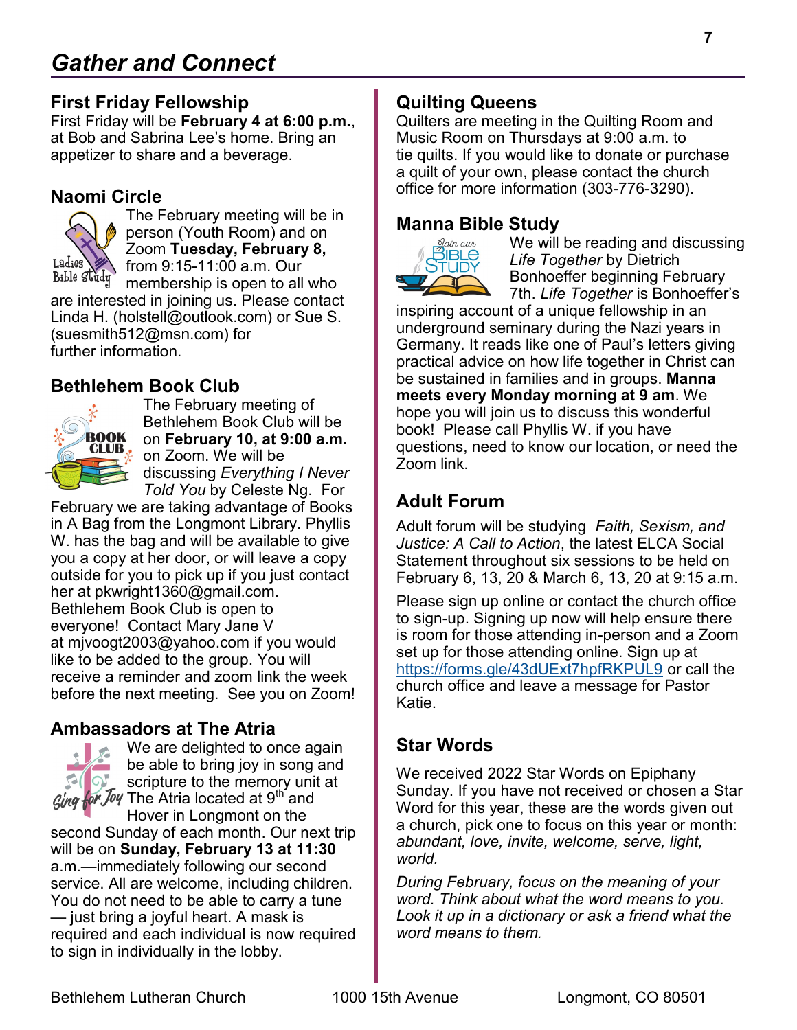# *Gather and Connect*

## First Friday Fellowship

First Friday will be **February 4 at 6:00 p.m.**, at Bob and Sabrina Lee's home. Bring an appetizer to share and a beverage.

## Naomi Circle

The February meeting will be in person (Youth Room) and on Zoom **Tuesday, February 8,** from 9:15-11:00 a.m. Our membership is open to all who are interested in joining us. Please contact Linda H. (holstell@outlook.com) or Sue S. (suesmith512@msn.com) for further information.

## Bethlehem Book Club

The February meeting of Bethlehem Book Club will be on **February 10, at 9:00 a.m.** on Zoom. We will be discussing *Everything I Never Told You* by Celeste Ng. For February we are taking advantage of Books in A Bag from the Longmont Library. Phyllis W. has the bag and will be available to give you a copy at her door, or will leave a copy outside for you to pick up if you just contact her at pkwright1360@gmail.com. Bethlehem Book Club is open to everyone! Contact Mary Jane V at mjvoogt2003@yahoo.com if you would like to be added to the group. You will receive a reminder and zoom link the week before the next meeting. See you on Zoom!

## Ambassadors at The Atria

We are delighted to once again be able to bring joy in song and scripture to the memory unit at The Atria located at 9th and Hover in Longmont on the second Sunday of each month. Our next trip will be on **Sunday, February 13 at 11:30** a.m.—immediately following our second service. All are welcome, including children. You do not need to be able to carry a tune — just bring a joyful heart. A mask is required and each individual is now required to sign in individually in the lobby.

## Quilting Queens

Quilters are meeting in the Quilting Room and Music Room on Thursdays at 9:00 a.m. to tie quilts. If you would like to donate or purchase a quilt of your own, please contact the church office for more information (303-776-3290).

## Manna Bible Study

We will be reading and discussing *Life Together* by Dietrich Bonhoeffer beginning February 7th. *Life Together* is Bonhoeffer's inspiring account of a unique fellowship in an underground seminary during the Nazi years in Germany. It reads like one of Paul's letters giving practical advice on how life together in Christ can be sustained in families and in groups. **Manna meets every Monday morning at 9 am**. We hope you will join us to discuss this wonderful book! Please call Phyllis W. if you have questions, need to know our location, or need the Zoom link.

## Adult Forum

Adult forum will be studying *Faith, Sexism, and Justice: A Call to Action*, the latest ELCA Social Statement throughout six sessions to be held on February 6, 13, 20 & March 6, 13, 20 at 9:15 a.m.

Please sign up online or contact the church office to sign-up. Signing up now will help ensure there is room for those attending in-person and a Zoom set up for those attending online. Sign up at https://forms.gle/43dUExt7hpfRKPUL9 or call the church office and leave a message for Pastor Katie.

## Star Words

We received 2022 Star Words on Epiphany Sunday. If you have not received or chosen a Star Word for this year, these are the words given out a church, pick one to focus on this year or month: *abundant, love, invite, welcome, serve, light, world.*

*During February, focus on the meaning of your word. Think about what the word means to you. Look it up in a dictionary or ask a friend what the word means to them.*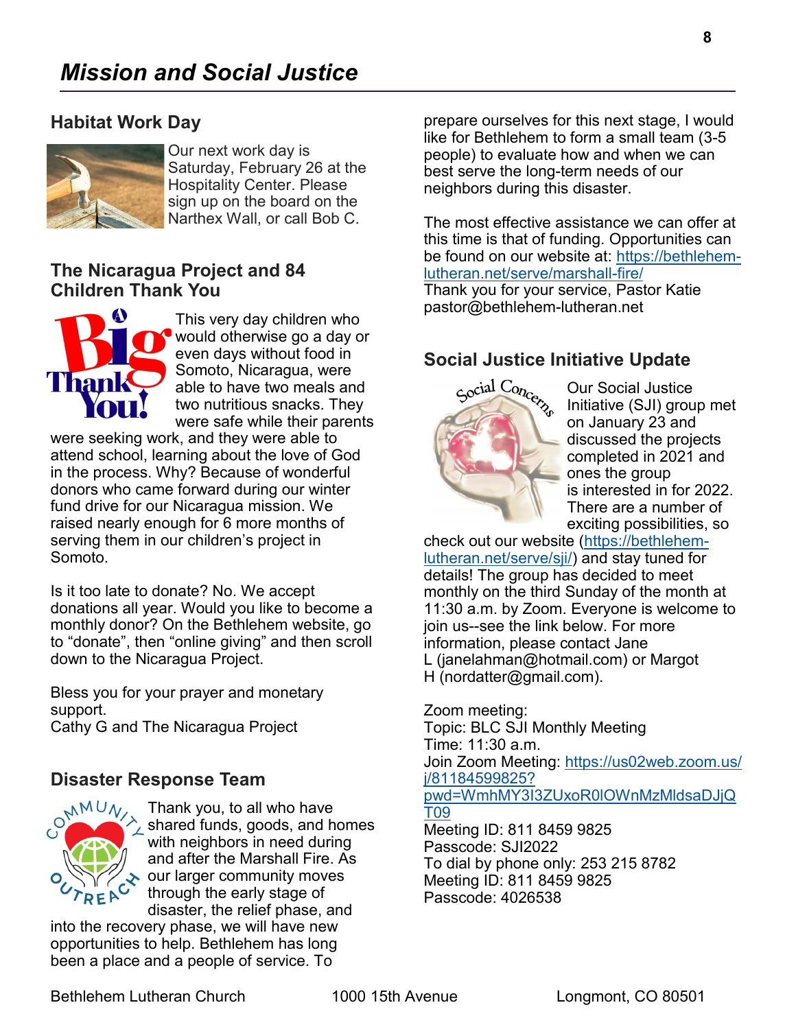# *Mission and Social Justice*

## Habitat Work Day

Our next work day is Saturday, February 26 at the Hospitality Center. Please sign up on the board on the Narthex Wall, or call Bob C.

## The Nicaragua Project and 84 Children Thank You

This very day children who would otherwise go a day or even days without food in Somoto, Nicaragua, were able to have two meals and two nutritious snacks. They were safe while their parents were seeking work, and they were able to attend school, learning about the love of God in the process. Why? Because of wonderful donors who came forward during our winter fund drive for our Nicaragua mission. We raised nearly enough for 6 more months of serving them in our children's project in Somoto.

Is it too late to donate? No. We accept donations all year. Would you like to become a monthly donor? On the Bethlehem website, go to "donate", then "online giving" and then scroll down to the Nicaragua Project.

Bless you for your prayer and monetary support.
Cathy G and The Nicaragua Project

## Disaster Response Team

Thank you, to all who have shared funds, goods, and homes with neighbors in need during and after the Marshall Fire. As our larger community moves through the early stage of disaster, the relief phase, and into the recovery phase, we will have new opportunities to help. Bethlehem has long been a place and a people of service. To prepare ourselves for this next stage, I would like for Bethlehem to form a small team (3-5 people) to evaluate how and when we can best serve the long-term needs of our neighbors during this disaster.

The most effective assistance we can offer at this time is that of funding. Opportunities can be found on our website at: https://bethlehem-lutheran.net/serve/marshall-fire/
Thank you for your service, Pastor Katie
pastor@bethlehem-lutheran.net

## Social Justice Initiative Update

Our Social Justice Initiative (SJI) group met on January 23 and discussed the projects completed in 2021 and ones the group is interested in for 2022. There are a number of exciting possibilities, so check out our website (https://bethlehem-lutheran.net/serve/sji/) and stay tuned for details! The group has decided to meet monthly on the third Sunday of the month at 11:30 a.m. by Zoom. Everyone is welcome to join us--see the link below. For more information, please contact Jane L (janelahman@hotmail.com) or Margot H (nordatter@gmail.com).

Zoom meeting:
Topic: BLC SJI Monthly Meeting
Time: 11:30 a.m.
Join Zoom Meeting: https://us02web.zoom.us/j/81184599825?pwd=WmhMY3I3ZUxoR0lOWnMzMldsaDJjQT09
Meeting ID: 811 8459 9825
Passcode: SJI2022
To dial by phone only: 253 215 8782
Meeting ID: 811 8459 9825
Passcode: 4026538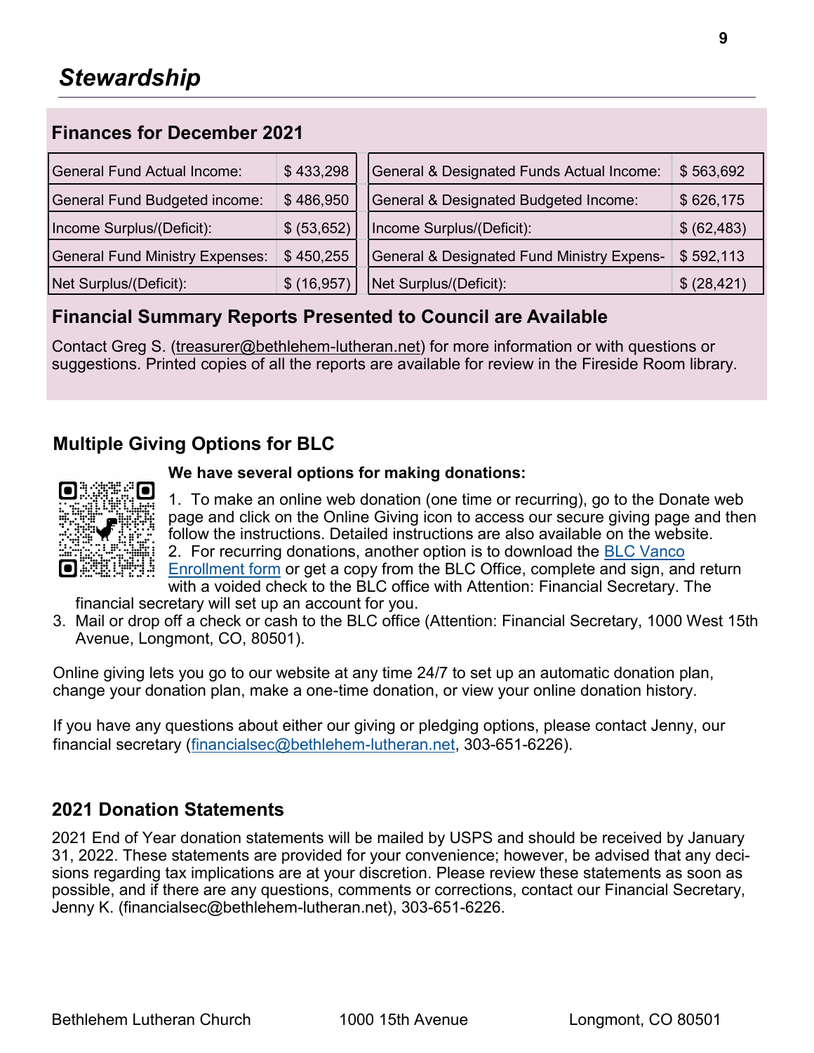# *Stewardship*

## Finances for December 2021

| | | | |
|---|---|---|---|
| General Fund Actual Income: | $ 433,298 | General & Designated Funds Actual Income: | $ 563,692 |
| General Fund Budgeted income: | $ 486,950 | General & Designated Budgeted Income: | $ 626,175 |
| Income Surplus/(Deficit): | $ (53,652) | Income Surplus/(Deficit): | $ (62,483) |
| General Fund Ministry Expenses: | $ 450,255 | General & Designated Fund Ministry Expens- | $ 592,113 |
| Net Surplus/(Deficit): | $ (16,957) | Net Surplus/(Deficit): | $ (28,421) |

## Financial Summary Reports Presented to Council are Available

Contact Greg S. (treasurer@bethlehem-lutheran.net) for more information or with questions or suggestions. Printed copies of all the reports are available for review in the Fireside Room library.

## Multiple Giving Options for BLC

**We have several options for making donations:**

1. To make an online web donation (one time or recurring), go to the Donate web page and click on the Online Giving icon to access our secure giving page and then follow the instructions. Detailed instructions are also available on the website.
2. For recurring donations, another option is to download the BLC Vanco Enrollment form or get a copy from the BLC Office, complete and sign, and return with a voided check to the BLC office with Attention: Financial Secretary. The financial secretary will set up an account for you.
3. Mail or drop off a check or cash to the BLC office (Attention: Financial Secretary, 1000 West 15th Avenue, Longmont, CO, 80501).

Online giving lets you go to our website at any time 24/7 to set up an automatic donation plan, change your donation plan, make a one-time donation, or view your online donation history.

If you have any questions about either our giving or pledging options, please contact Jenny, our financial secretary (financialsec@bethlehem-lutheran.net, 303-651-6226).

## 2021 Donation Statements

2021 End of Year donation statements will be mailed by USPS and should be received by January 31, 2022. These statements are provided for your convenience; however, be advised that any decisions regarding tax implications are at your discretion. Please review these statements as soon as possible, and if there are any questions, comments or corrections, contact our Financial Secretary, Jenny K. (financialsec@bethlehem-lutheran.net), 303-651-6226.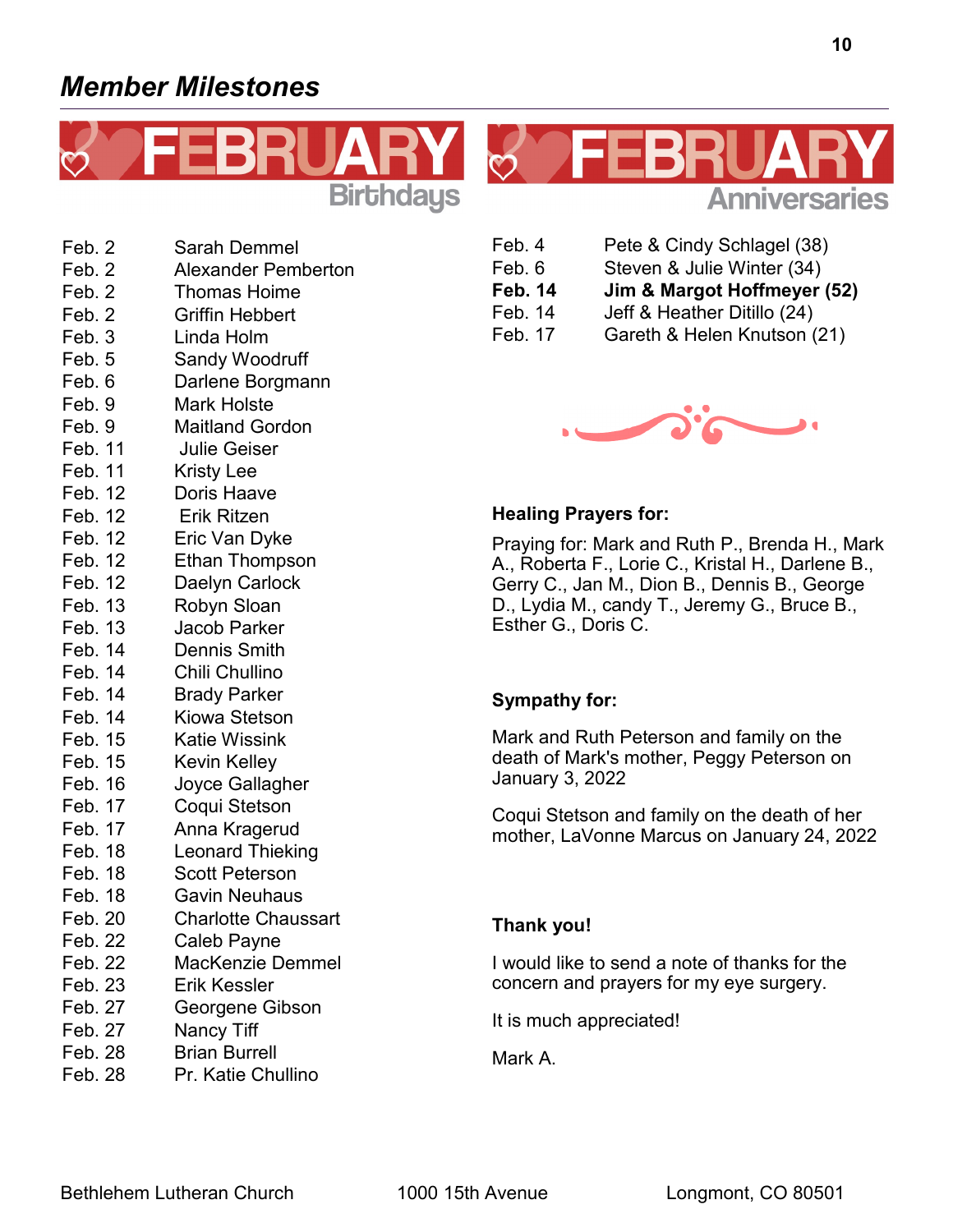## *Member Milestones*

### FEBRUARY Birthdays

| | |
|---|---|
| Feb. 2 | Sarah Demmel |
| Feb. 2 | Alexander Pemberton |
| Feb. 2 | Thomas Hoime |
| Feb. 2 | Griffin Hebbert |
| Feb. 3 | Linda Holm |
| Feb. 5 | Sandy Woodruff |
| Feb. 6 | Darlene Borgmann |
| Feb. 9 | Mark Holste |
| Feb. 9 | Maitland Gordon |
| Feb. 11 | Julie Geiser |
| Feb. 11 | Kristy Lee |
| Feb. 12 | Doris Haave |
| Feb. 12 | Erik Ritzen |
| Feb. 12 | Eric Van Dyke |
| Feb. 12 | Ethan Thompson |
| Feb. 12 | Daelyn Carlock |
| Feb. 13 | Robyn Sloan |
| Feb. 13 | Jacob Parker |
| Feb. 14 | Dennis Smith |
| Feb. 14 | Chili Chullino |
| Feb. 14 | Brady Parker |
| Feb. 14 | Kiowa Stetson |
| Feb. 15 | Katie Wissink |
| Feb. 15 | Kevin Kelley |
| Feb. 16 | Joyce Gallagher |
| Feb. 17 | Coqui Stetson |
| Feb. 17 | Anna Kragerud |
| Feb. 18 | Leonard Thieking |
| Feb. 18 | Scott Peterson |
| Feb. 18 | Gavin Neuhaus |
| Feb. 20 | Charlotte Chaussart |
| Feb. 22 | Caleb Payne |
| Feb. 22 | MacKenzie Demmel |
| Feb. 23 | Erik Kessler |
| Feb. 27 | Georgene Gibson |
| Feb. 27 | Nancy Tiff |
| Feb. 28 | Brian Burrell |
| Feb. 28 | Pr. Katie Chullino |

### FEBRUARY Anniversaries

| | |
|---|---|
| Feb. 4 | Pete & Cindy Schlagel (38) |
| Feb. 6 | Steven & Julie Winter (34) |
| **Feb. 14** | **Jim & Margot Hoffmeyer (52)** |
| Feb. 14 | Jeff & Heather Ditillo (24) |
| Feb. 17 | Gareth & Helen Knutson (21) |

**Healing Prayers for:**

Praying for: Mark and Ruth P., Brenda H., Mark A., Roberta F., Lorie C., Kristal H., Darlene B., Gerry C., Jan M., Dion B., Dennis B., George D., Lydia M., candy T., Jeremy G., Bruce B., Esther G., Doris C.

**Sympathy for:**

Mark and Ruth Peterson and family on the death of Mark's mother, Peggy Peterson on January 3, 2022

Coqui Stetson and family on the death of her mother, LaVonne Marcus on January 24, 2022

**Thank you!**

I would like to send a note of thanks for the concern and prayers for my eye surgery.

It is much appreciated!

Mark A.

Bethlehem Lutheran Church 1000 15th Avenue Longmont, CO 80501